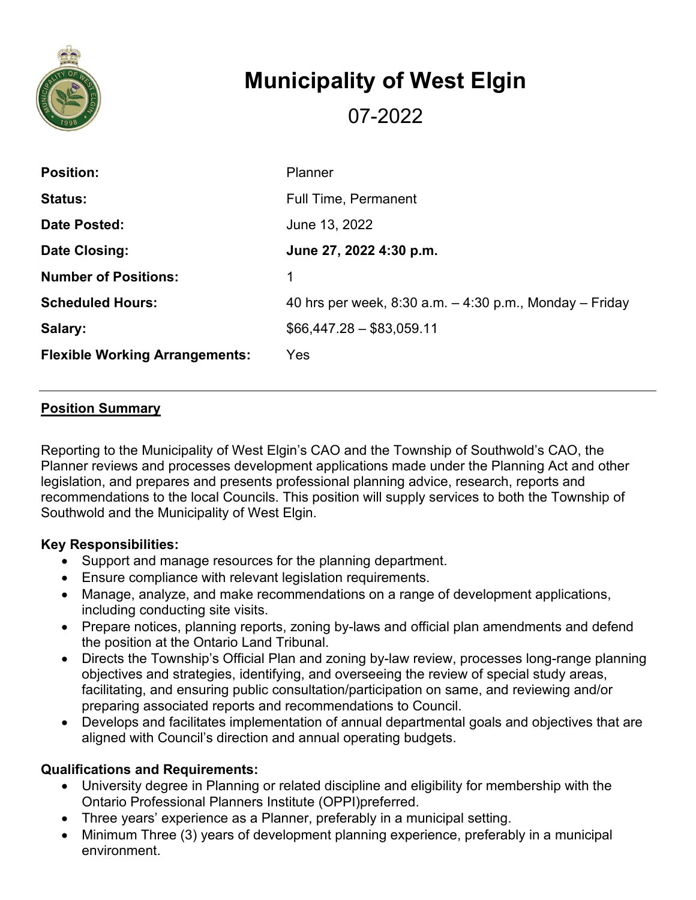# Municipality of West Elgin

07-2022

| | |
|---|---|
| **Position:** | Planner |
| **Status:** | Full Time, Permanent |
| **Date Posted:** | June 13, 2022 |
| **Date Closing:** | **June 27, 2022 4:30 p.m.** |
| **Number of Positions:** | 1 |
| **Scheduled Hours:** | 40 hrs per week, 8:30 a.m. – 4:30 p.m., Monday – Friday |
| **Salary:** | $66,447.28 – $83,059.11 |
| **Flexible Working Arrangements:** | Yes |

---

## Position Summary

Reporting to the Municipality of West Elgin's CAO and the Township of Southwold's CAO, the Planner reviews and processes development applications made under the Planning Act and other legislation, and prepares and presents professional planning advice, research, reports and recommendations to the local Councils. This position will supply services to both the Township of Southwold and the Municipality of West Elgin.

**Key Responsibilities:**

- Support and manage resources for the planning department.
- Ensure compliance with relevant legislation requirements.
- Manage, analyze, and make recommendations on a range of development applications, including conducting site visits.
- Prepare notices, planning reports, zoning by-laws and official plan amendments and defend the position at the Ontario Land Tribunal.
- Directs the Township's Official Plan and zoning by-law review, processes long-range planning objectives and strategies, identifying, and overseeing the review of special study areas, facilitating, and ensuring public consultation/participation on same, and reviewing and/or preparing associated reports and recommendations to Council.
- Develops and facilitates implementation of annual departmental goals and objectives that are aligned with Council's direction and annual operating budgets.

**Qualifications and Requirements:**

- University degree in Planning or related discipline and eligibility for membership with the Ontario Professional Planners Institute (OPPI)preferred.
- Three years' experience as a Planner, preferably in a municipal setting.
- Minimum Three (3) years of development planning experience, preferably in a municipal environment.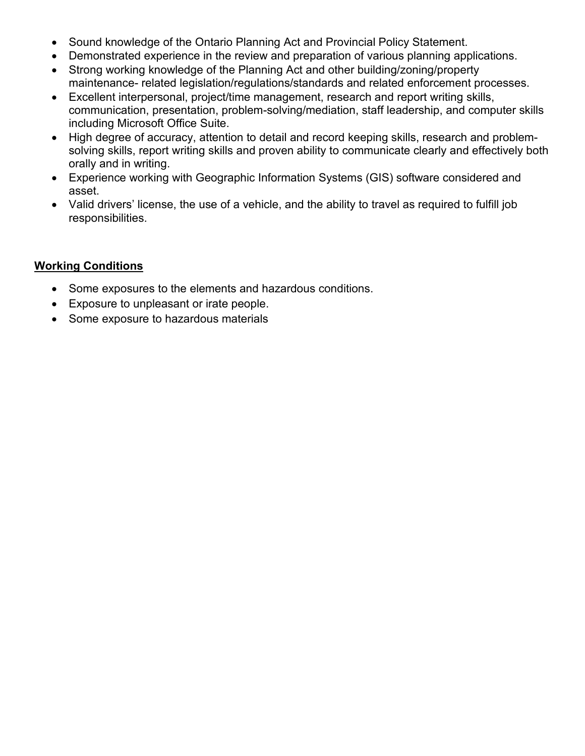- Sound knowledge of the Ontario Planning Act and Provincial Policy Statement.
- Demonstrated experience in the review and preparation of various planning applications.
- Strong working knowledge of the Planning Act and other building/zoning/property maintenance- related legislation/regulations/standards and related enforcement processes.
- Excellent interpersonal, project/time management, research and report writing skills, communication, presentation, problem-solving/mediation, staff leadership, and computer skills including Microsoft Office Suite.
- High degree of accuracy, attention to detail and record keeping skills, research and problem-solving skills, report writing skills and proven ability to communicate clearly and effectively both orally and in writing.
- Experience working with Geographic Information Systems (GIS) software considered and asset.
- Valid drivers' license, the use of a vehicle, and the ability to travel as required to fulfill job responsibilities.

## Working Conditions

- Some exposures to the elements and hazardous conditions.
- Exposure to unpleasant or irate people.
- Some exposure to hazardous materials